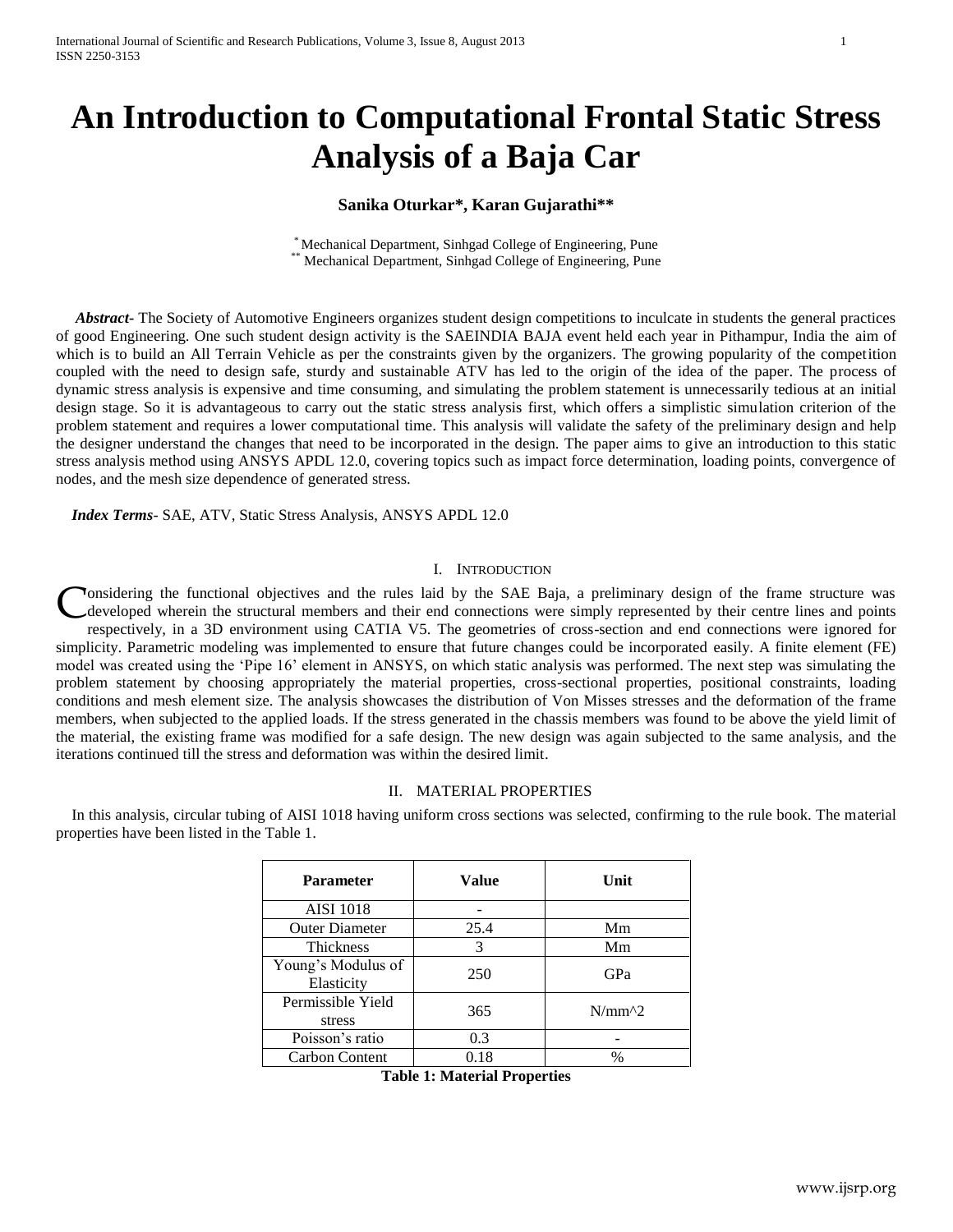# An Introduction to Computational Frontal Static Stress Analysis of a Baja Car

**Sanika Oturkar*, Karan Gujarathi****

\* Mechanical Department, Sinhgad College of Engineering, Pune
\*\* Mechanical Department, Sinhgad College of Engineering, Pune

***Abstract***- The Society of Automotive Engineers organizes student design competitions to inculcate in students the general practices of good Engineering. One such student design activity is the SAEINDIA BAJA event held each year in Pithampur, India the aim of which is to build an All Terrain Vehicle as per the constraints given by the organizers. The growing popularity of the competition coupled with the need to design safe, sturdy and sustainable ATV has led to the origin of the idea of the paper. The process of dynamic stress analysis is expensive and time consuming, and simulating the problem statement is unnecessarily tedious at an initial design stage. So it is advantageous to carry out the static stress analysis first, which offers a simplistic simulation criterion of the problem statement and requires a lower computational time. This analysis will validate the safety of the preliminary design and help the designer understand the changes that need to be incorporated in the design. The paper aims to give an introduction to this static stress analysis method using ANSYS APDL 12.0, covering topics such as impact force determination, loading points, convergence of nodes, and the mesh size dependence of generated stress.

***Index Terms***- SAE, ATV, Static Stress Analysis, ANSYS APDL 12.0

## I. Introduction

Considering the functional objectives and the rules laid by the SAE Baja, a preliminary design of the frame structure was developed wherein the structural members and their end connections were simply represented by their centre lines and points respectively, in a 3D environment using CATIA V5. The geometries of cross-section and end connections were ignored for simplicity. Parametric modeling was implemented to ensure that future changes could be incorporated easily. A finite element (FE) model was created using the 'Pipe 16' element in ANSYS, on which static analysis was performed. The next step was simulating the problem statement by choosing appropriately the material properties, cross-sectional properties, positional constraints, loading conditions and mesh element size. The analysis showcases the distribution of Von Misses stresses and the deformation of the frame members, when subjected to the applied loads. If the stress generated in the chassis members was found to be above the yield limit of the material, the existing frame was modified for a safe design. The new design was again subjected to the same analysis, and the iterations continued till the stress and deformation was within the desired limit.

## II. Material Properties

In this analysis, circular tubing of AISI 1018 having uniform cross sections was selected, confirming to the rule book. The material properties have been listed in the Table 1.

| Parameter | Value | Unit |
|---|---|---|
| AISI 1018 | - | |
| Outer Diameter | 25.4 | Mm |
| Thickness | 3 | Mm |
| Young's Modulus of Elasticity | 250 | GPa |
| Permissible Yield stress | 365 | N/mm^2 |
| Poisson's ratio | 0.3 | - |
| Carbon Content | 0.18 | % |

**Table 1: Material Properties**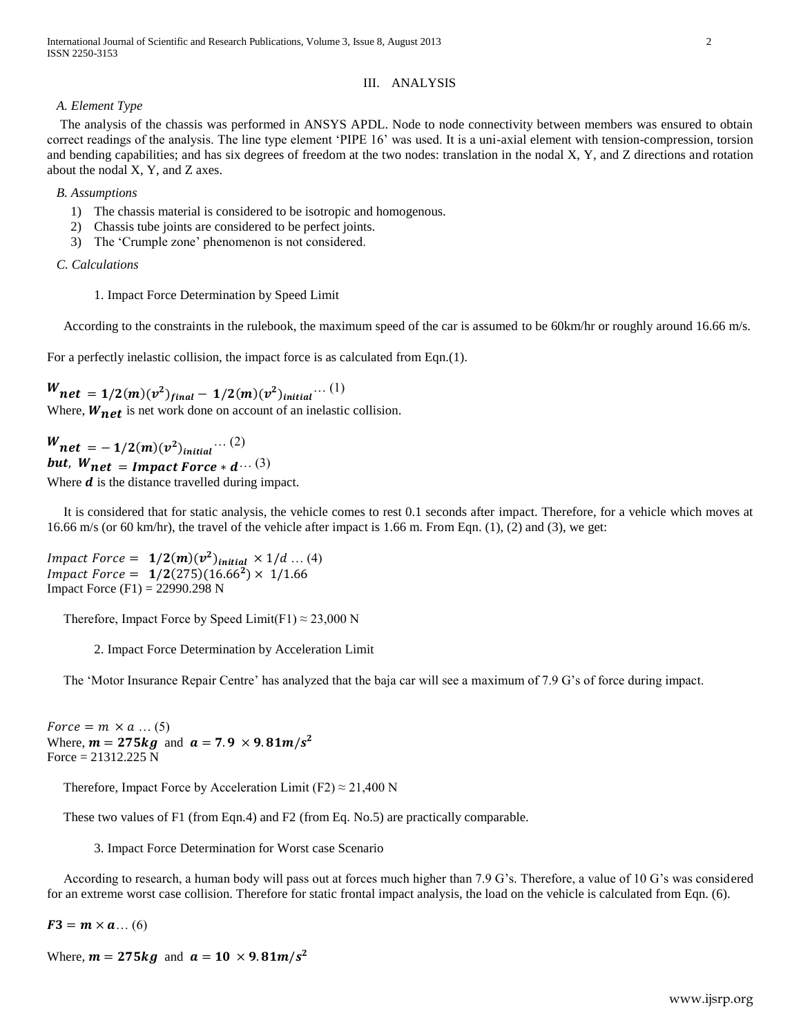## III. ANALYSIS

### A. Element Type

The analysis of the chassis was performed in ANSYS APDL. Node to node connectivity between members was ensured to obtain correct readings of the analysis. The line type element 'PIPE 16' was used. It is a uni-axial element with tension-compression, torsion and bending capabilities; and has six degrees of freedom at the two nodes: translation in the nodal X, Y, and Z directions and rotation about the nodal X, Y, and Z axes.

### B. Assumptions

1) The chassis material is considered to be isotropic and homogenous.
2) Chassis tube joints are considered to be perfect joints.
3) The 'Crumple zone' phenomenon is not considered.

### C. Calculations

1. Impact Force Determination by Speed Limit

According to the constraints in the rulebook, the maximum speed of the car is assumed to be 60km/hr or roughly around 16.66 m/s.

For a perfectly inelastic collision, the impact force is as calculated from Eqn.(1).

$$W_{net} = 1/2(m)(v^2)_{final} - 1/2(m)(v^2)_{initial} \dots (1)$$

Where, $W_{net}$ is net work done on account of an inelastic collision.

$$W_{net} = -1/2(m)(v^2)_{initial} \dots (2)$$

$$but,\ W_{net} = Impact\ Force * d \dots (3)$$

Where $d$ is the distance travelled during impact.

It is considered that for static analysis, the vehicle comes to rest 0.1 seconds after impact. Therefore, for a vehicle which moves at 16.66 m/s (or 60 km/hr), the travel of the vehicle after impact is 1.66 m. From Eqn. (1), (2) and (3), we get:

$$Impact\ Force = 1/2(m)(v^2)_{initial} \times 1/d \dots (4)$$

$$Impact\ Force = 1/2(275)(16.66^2) \times 1/1.66$$

Impact Force (F1) = 22990.298 N

Therefore, Impact Force by Speed Limit(F1) ≈ 23,000 N

2. Impact Force Determination by Acceleration Limit

The 'Motor Insurance Repair Centre' has analyzed that the baja car will see a maximum of 7.9 G's of force during impact.

$$Force = m \times a \dots (5)$$

Where, $m = 275kg$ and $a = 7.9 \times 9.81m/s^2$

Force = 21312.225 N

Therefore, Impact Force by Acceleration Limit (F2) ≈ 21,400 N

These two values of F1 (from Eqn.4) and F2 (from Eq. No.5) are practically comparable.

3. Impact Force Determination for Worst case Scenario

According to research, a human body will pass out at forces much higher than 7.9 G's. Therefore, a value of 10 G's was considered for an extreme worst case collision. Therefore for static frontal impact analysis, the load on the vehicle is calculated from Eqn. (6).

$$F3 = m \times a \dots (6)$$

Where, $m = 275kg$ and $a = 10 \times 9.81m/s^2$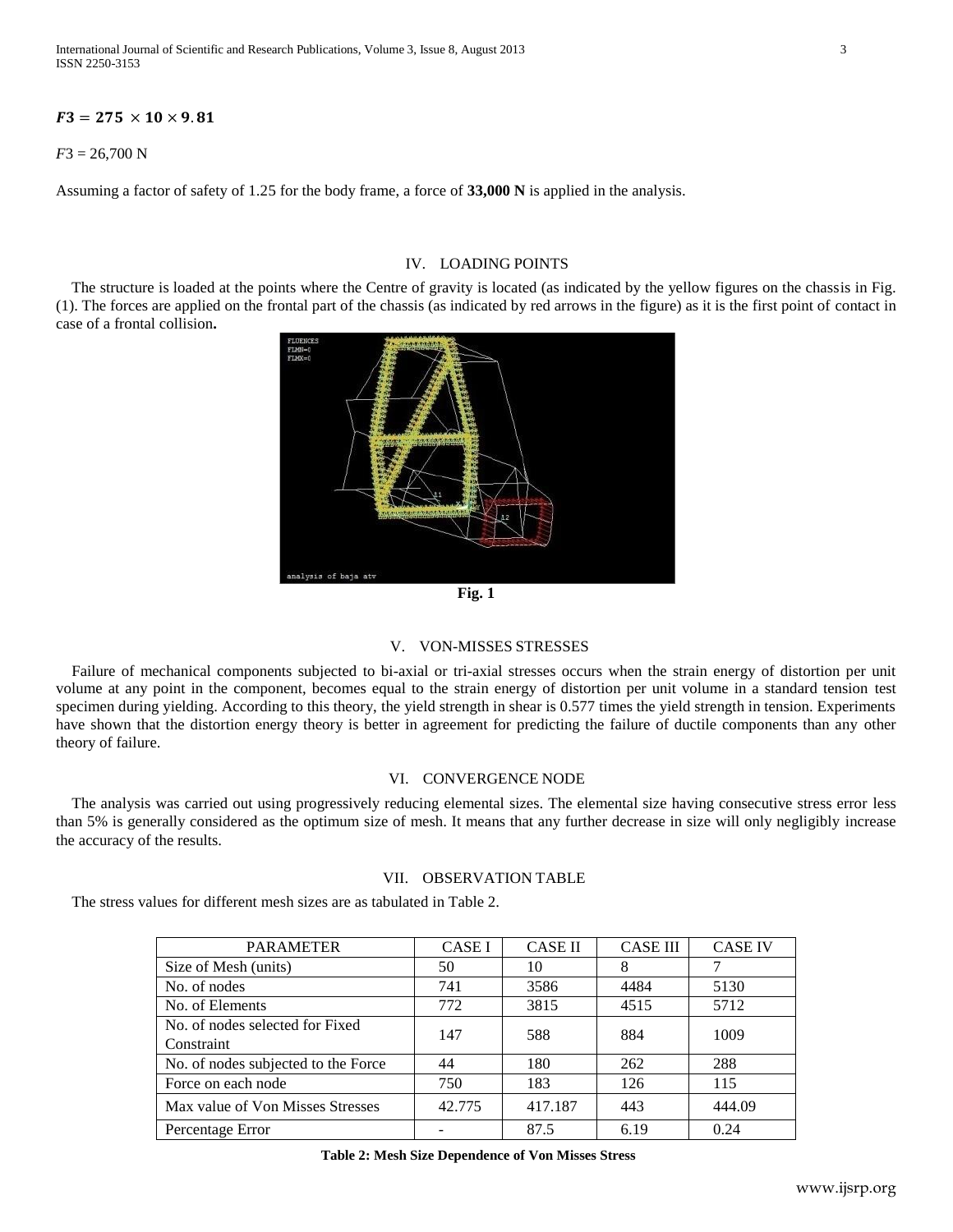$$F3 = 275 \times 10 \times 9.81$$

$F3$ = 26,700 N

Assuming a factor of safety of 1.25 for the body frame, a force of **33,000 N** is applied in the analysis.

## IV. LOADING POINTS

The structure is loaded at the points where the Centre of gravity is located (as indicated by the yellow figures on the chassis in Fig. (1). The forces are applied on the frontal part of the chassis (as indicated by red arrows in the figure) as it is the first point of contact in case of a frontal collision**.**

**Fig. 1**

## V. VON-MISSES STRESSES

Failure of mechanical components subjected to bi-axial or tri-axial stresses occurs when the strain energy of distortion per unit volume at any point in the component, becomes equal to the strain energy of distortion per unit volume in a standard tension test specimen during yielding. According to this theory, the yield strength in shear is 0.577 times the yield strength in tension. Experiments have shown that the distortion energy theory is better in agreement for predicting the failure of ductile components than any other theory of failure.

## VI. CONVERGENCE NODE

The analysis was carried out using progressively reducing elemental sizes. The elemental size having consecutive stress error less than 5% is generally considered as the optimum size of mesh. It means that any further decrease in size will only negligibly increase the accuracy of the results.

## VII. OBSERVATION TABLE

The stress values for different mesh sizes are as tabulated in Table 2.

| PARAMETER | CASE I | CASE II | CASE III | CASE IV |
|---|---|---|---|---|
| Size of Mesh (units) | 50 | 10 | 8 | 7 |
| No. of nodes | 741 | 3586 | 4484 | 5130 |
| No. of Elements | 772 | 3815 | 4515 | 5712 |
| No. of nodes selected for Fixed Constraint | 147 | 588 | 884 | 1009 |
| No. of nodes subjected to the Force | 44 | 180 | 262 | 288 |
| Force on each node | 750 | 183 | 126 | 115 |
| Max value of Von Misses Stresses | 42.775 | 417.187 | 443 | 444.09 |
| Percentage Error | - | 87.5 | 6.19 | 0.24 |

**Table 2: Mesh Size Dependence of Von Misses Stress**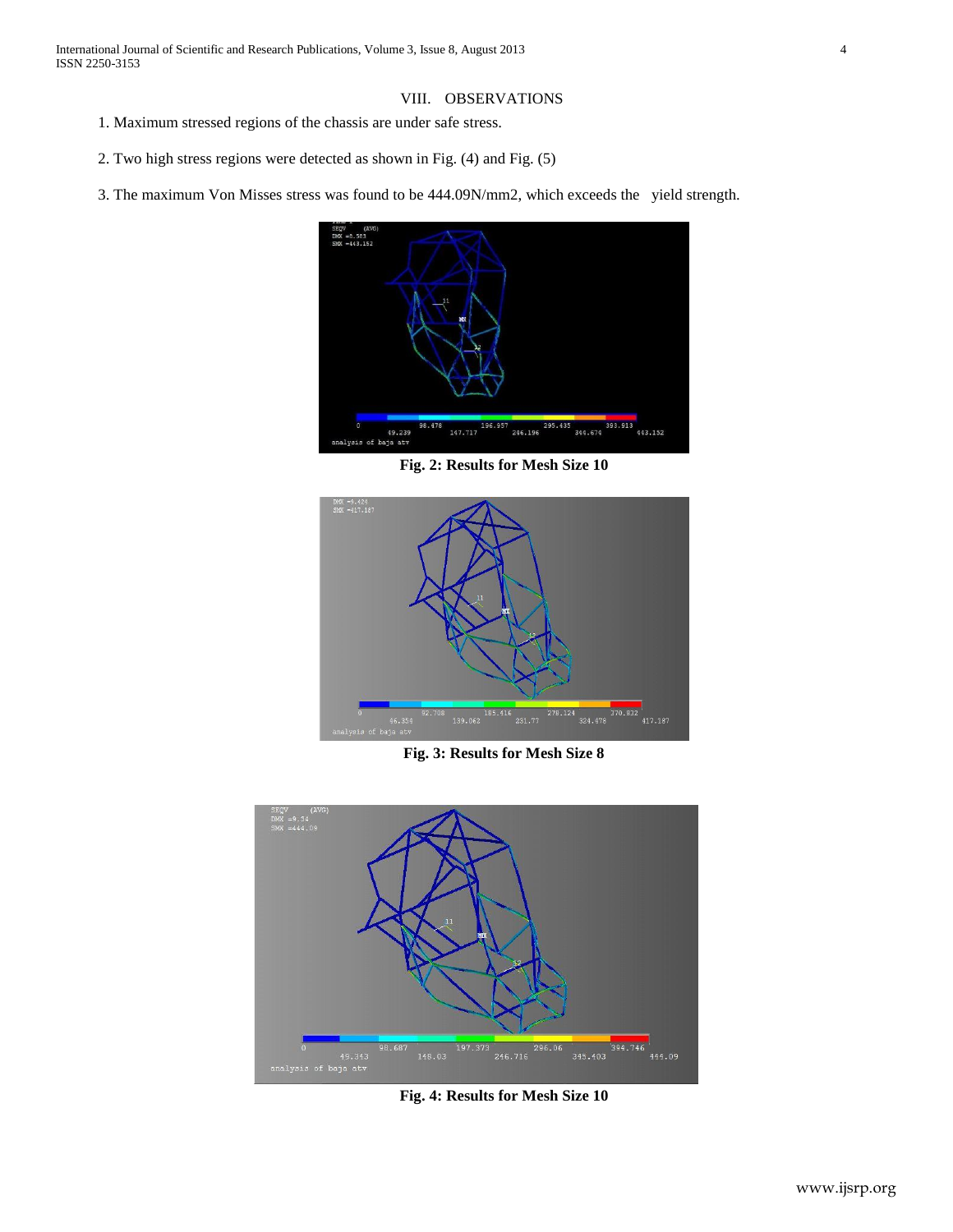## VIII. OBSERVATIONS

1. Maximum stressed regions of the chassis are under safe stress.
2. Two high stress regions were detected as shown in Fig. (4) and Fig. (5)
3. The maximum Von Misses stress was found to be 444.09N/mm2, which exceeds the yield strength.

**Fig. 2: Results for Mesh Size 10**

**Fig. 3: Results for Mesh Size 8**

**Fig. 4: Results for Mesh Size 10**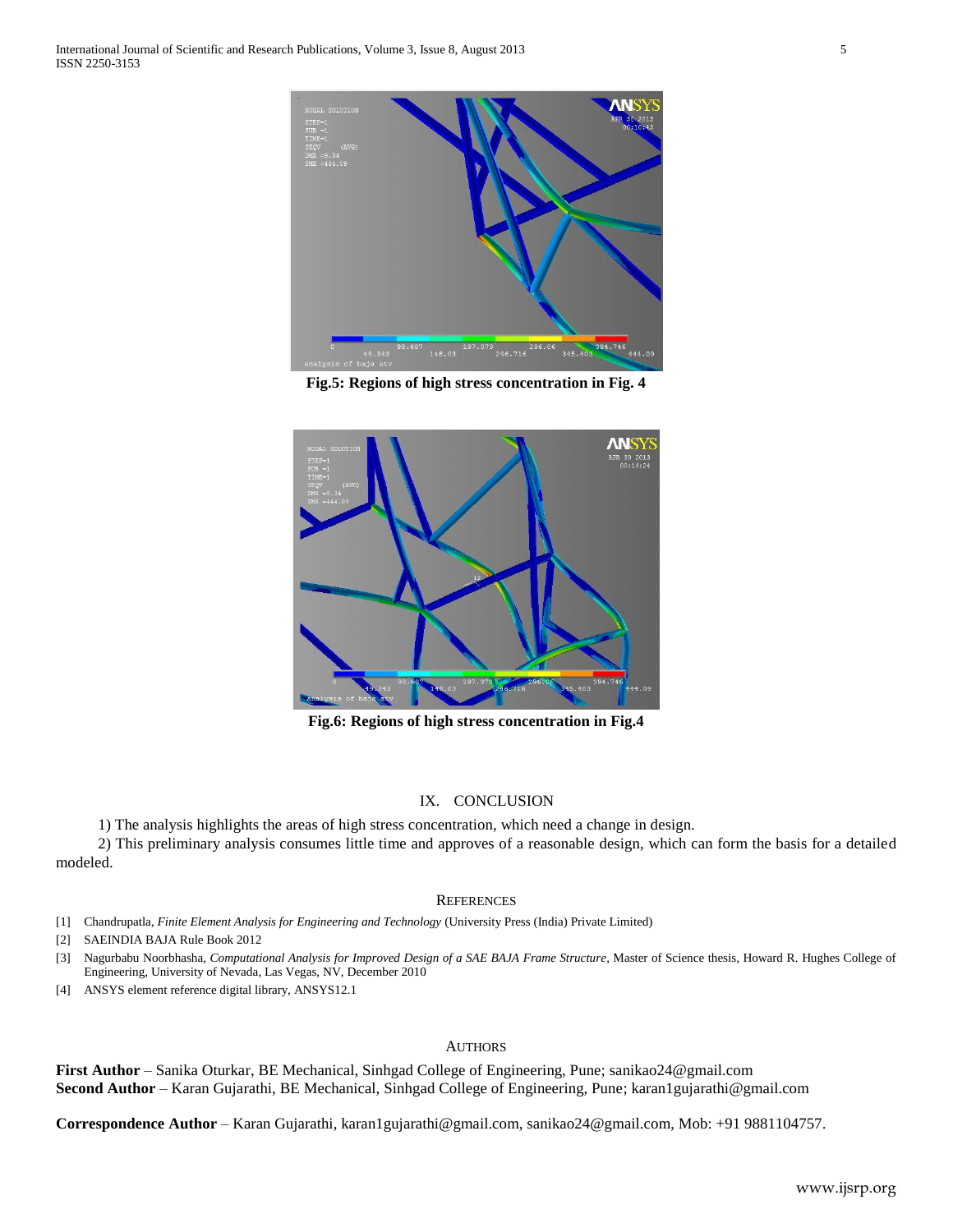Fig.5: Regions of high stress concentration in Fig. 4

Fig.6: Regions of high stress concentration in Fig.4

## IX. CONCLUSION

1) The analysis highlights the areas of high stress concentration, which need a change in design.

2) This preliminary analysis consumes little time and approves of a reasonable design, which can form the basis for a detailed modeled.

## REFERENCES

[1] Chandrupatla, *Finite Element Analysis for Engineering and Technology* (University Press (India) Private Limited)

[2] SAEINDIA BAJA Rule Book 2012

[3] Nagurbabu Noorbhasha, *Computational Analysis for Improved Design of a SAE BAJA Frame Structure*, Master of Science thesis, Howard R. Hughes College of Engineering, University of Nevada, Las Vegas, NV, December 2010

[4] ANSYS element reference digital library, ANSYS12.1

## AUTHORS

**First Author** – Sanika Oturkar, BE Mechanical, Sinhgad College of Engineering, Pune; sanikao24@gmail.com
**Second Author** – Karan Gujarathi, BE Mechanical, Sinhgad College of Engineering, Pune; karan1gujarathi@gmail.com

**Correspondence Author** – Karan Gujarathi, karan1gujarathi@gmail.com, sanikao24@gmail.com, Mob: +91 9881104757.